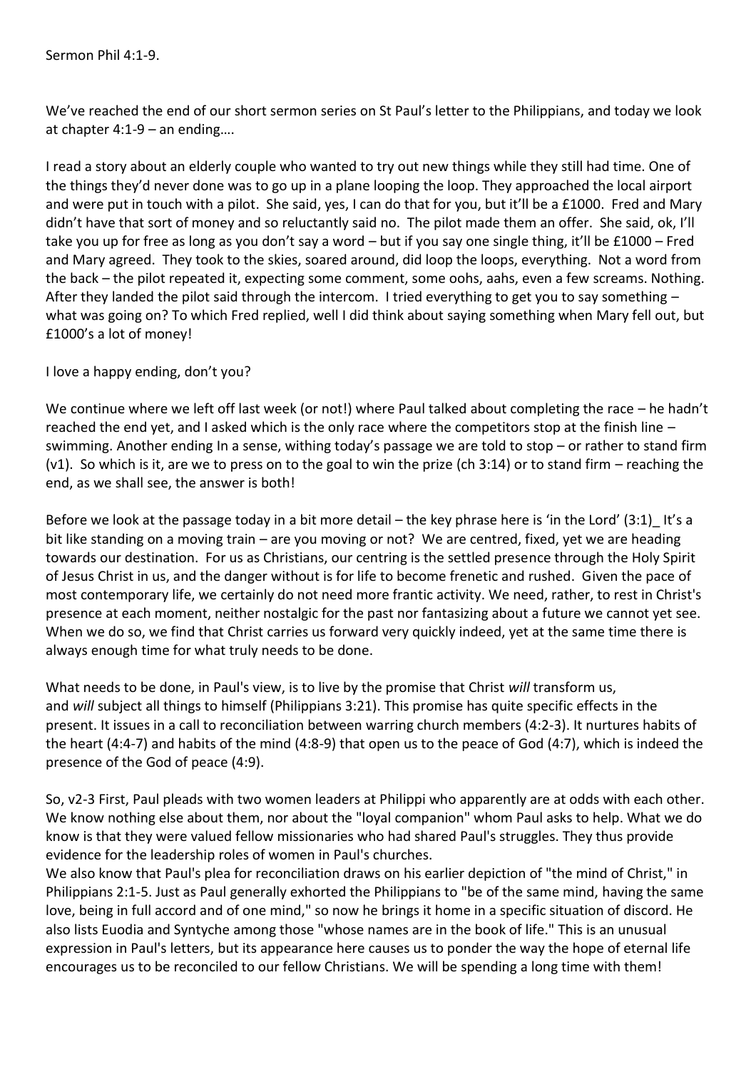Sermon Phil 4:1-9.

We've reached the end of our short sermon series on St Paul's letter to the Philippians, and today we look at chapter 4:1-9 – an ending….

I read a story about an elderly couple who wanted to try out new things while they still had time. One of the things they'd never done was to go up in a plane looping the loop. They approached the local airport and were put in touch with a pilot. She said, yes, I can do that for you, but it'll be a £1000. Fred and Mary didn't have that sort of money and so reluctantly said no. The pilot made them an offer. She said, ok, I'll take you up for free as long as you don't say a word – but if you say one single thing, it'll be £1000 – Fred and Mary agreed. They took to the skies, soared around, did loop the loops, everything. Not a word from the back – the pilot repeated it, expecting some comment, some oohs, aahs, even a few screams. Nothing. After they landed the pilot said through the intercom. I tried everything to get you to say something – what was going on? To which Fred replied, well I did think about saying something when Mary fell out, but £1000's a lot of money!

I love a happy ending, don't you?

We continue where we left off last week (or not!) where Paul talked about completing the race – he hadn't reached the end yet, and I asked which is the only race where the competitors stop at the finish line – swimming. Another ending In a sense, withing today's passage we are told to stop – or rather to stand firm (v1). So which is it, are we to press on to the goal to win the prize (ch 3:14) or to stand firm – reaching the end, as we shall see, the answer is both!

Before we look at the passage today in a bit more detail – the key phrase here is 'in the Lord' (3:1)_ It's a bit like standing on a moving train – are you moving or not? We are centred, fixed, yet we are heading towards our destination. For us as Christians, our centring is the settled presence through the Holy Spirit of Jesus Christ in us, and the danger without is for life to become frenetic and rushed. Given the pace of most contemporary life, we certainly do not need more frantic activity. We need, rather, to rest in Christ's presence at each moment, neither nostalgic for the past nor fantasizing about a future we cannot yet see. When we do so, we find that Christ carries us forward very quickly indeed, yet at the same time there is always enough time for what truly needs to be done.

What needs to be done, in Paul's view, is to live by the promise that Christ *will* transform us, and *will* subject all things to himself (Philippians 3:21). This promise has quite specific effects in the present. It issues in a call to reconciliation between warring church members (4:2-3). It nurtures habits of the heart (4:4-7) and habits of the mind (4:8-9) that open us to the peace of God (4:7), which is indeed the presence of the God of peace (4:9).

So, v2-3 First, Paul pleads with two women leaders at Philippi who apparently are at odds with each other. We know nothing else about them, nor about the "loyal companion" whom Paul asks to help. What we do know is that they were valued fellow missionaries who had shared Paul's struggles. They thus provide evidence for the leadership roles of women in Paul's churches.
We also know that Paul's plea for reconciliation draws on his earlier depiction of "the mind of Christ," in Philippians 2:1-5. Just as Paul generally exhorted the Philippians to "be of the same mind, having the same love, being in full accord and of one mind," so now he brings it home in a specific situation of discord. He also lists Euodia and Syntyche among those "whose names are in the book of life." This is an unusual expression in Paul's letters, but its appearance here causes us to ponder the way the hope of eternal life encourages us to be reconciled to our fellow Christians. We will be spending a long time with them!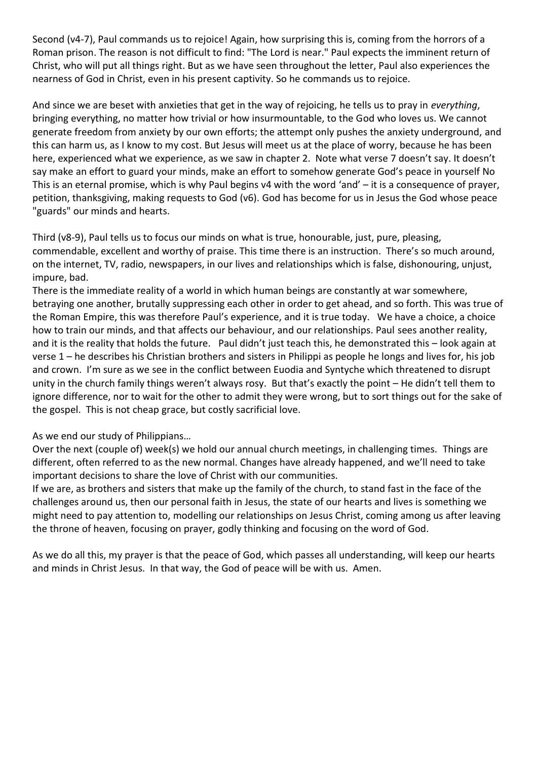Second (v4-7), Paul commands us to rejoice! Again, how surprising this is, coming from the horrors of a Roman prison. The reason is not difficult to find: "The Lord is near." Paul expects the imminent return of Christ, who will put all things right. But as we have seen throughout the letter, Paul also experiences the nearness of God in Christ, even in his present captivity. So he commands us to rejoice.

And since we are beset with anxieties that get in the way of rejoicing, he tells us to pray in *everything*, bringing everything, no matter how trivial or how insurmountable, to the God who loves us. We cannot generate freedom from anxiety by our own efforts; the attempt only pushes the anxiety underground, and this can harm us, as I know to my cost. But Jesus will meet us at the place of worry, because he has been here, experienced what we experience, as we saw in chapter 2. Note what verse 7 doesn't say. It doesn't say make an effort to guard your minds, make an effort to somehow generate God's peace in yourself No This is an eternal promise, which is why Paul begins v4 with the word 'and' – it is a consequence of prayer, petition, thanksgiving, making requests to God (v6). God has become for us in Jesus the God whose peace "guards" our minds and hearts.

Third (v8-9), Paul tells us to focus our minds on what is true, honourable, just, pure, pleasing, commendable, excellent and worthy of praise. This time there is an instruction. There's so much around, on the internet, TV, radio, newspapers, in our lives and relationships which is false, dishonouring, unjust, impure, bad.
There is the immediate reality of a world in which human beings are constantly at war somewhere, betraying one another, brutally suppressing each other in order to get ahead, and so forth. This was true of the Roman Empire, this was therefore Paul's experience, and it is true today. We have a choice, a choice how to train our minds, and that affects our behaviour, and our relationships. Paul sees another reality, and it is the reality that holds the future. Paul didn't just teach this, he demonstrated this – look again at verse 1 – he describes his Christian brothers and sisters in Philippi as people he longs and lives for, his job and crown. I'm sure as we see in the conflict between Euodia and Syntyche which threatened to disrupt unity in the church family things weren't always rosy. But that's exactly the point – He didn't tell them to ignore difference, nor to wait for the other to admit they were wrong, but to sort things out for the sake of the gospel. This is not cheap grace, but costly sacrificial love.

As we end our study of Philippians…
Over the next (couple of) week(s) we hold our annual church meetings, in challenging times. Things are different, often referred to as the new normal. Changes have already happened, and we'll need to take important decisions to share the love of Christ with our communities.
If we are, as brothers and sisters that make up the family of the church, to stand fast in the face of the challenges around us, then our personal faith in Jesus, the state of our hearts and lives is something we might need to pay attention to, modelling our relationships on Jesus Christ, coming among us after leaving the throne of heaven, focusing on prayer, godly thinking and focusing on the word of God.

As we do all this, my prayer is that the peace of God, which passes all understanding, will keep our hearts and minds in Christ Jesus. In that way, the God of peace will be with us. Amen.